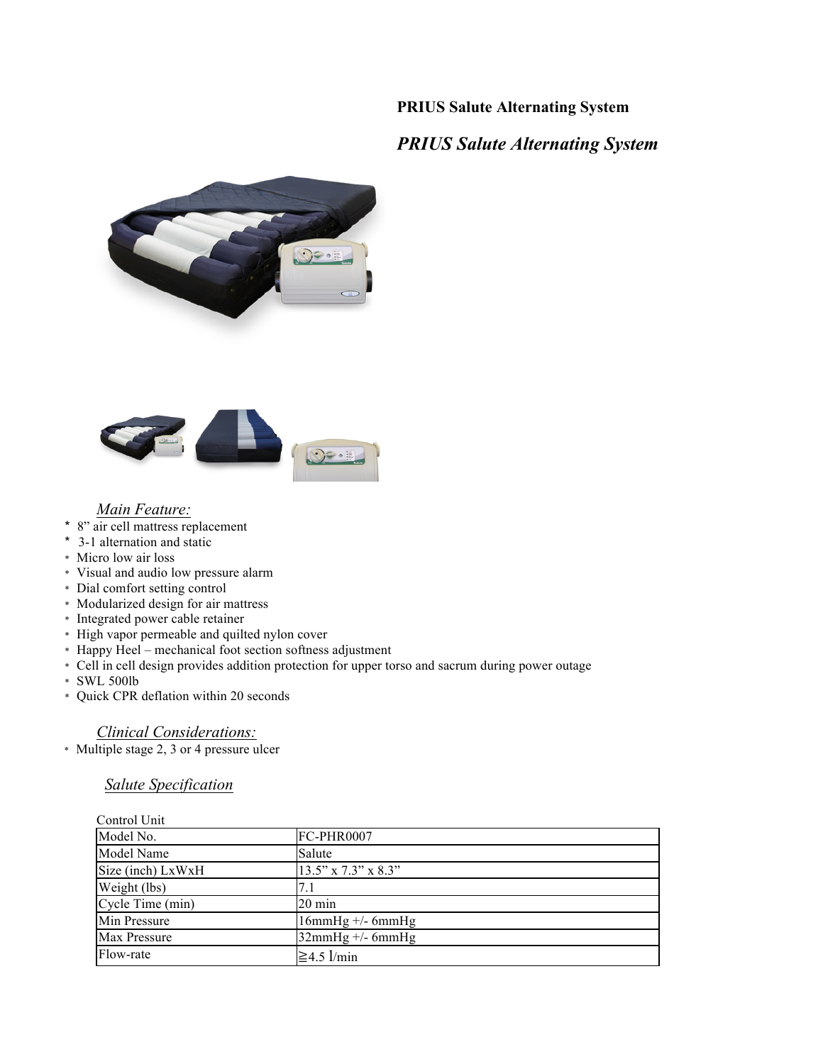**PRIUS Salute Alternating System**

## *PRIUS Salute Alternating System*

### *Main Feature:*

* 8" air cell mattress replacement
* 3-1 alternation and static
* Micro low air loss
* Visual and audio low pressure alarm
* Dial comfort setting control
* Modularized design for air mattress
* Integrated power cable retainer
* High vapor permeable and quilted nylon cover
* Happy Heel – mechanical foot section softness adjustment
* Cell in cell design provides addition protection for upper torso and sacrum during power outage
* SWL 500lb
* Quick CPR deflation within 20 seconds

### *Clinical Considerations:*

* Multiple stage 2, 3 or 4 pressure ulcer

### *Salute Specification*

Control Unit

| Model No. | FC-PHR0007 |
|---|---|
| Model Name | Salute |
| Size (inch) LxWxH | 13.5" x 7.3" x 8.3" |
| Weight (lbs) | 7.1 |
| Cycle Time (min) | 20 min |
| Min Pressure | 16mmHg +/- 6mmHg |
| Max Pressure | 32mmHg +/- 6mmHg |
| Flow-rate | ≧4.5 l/min |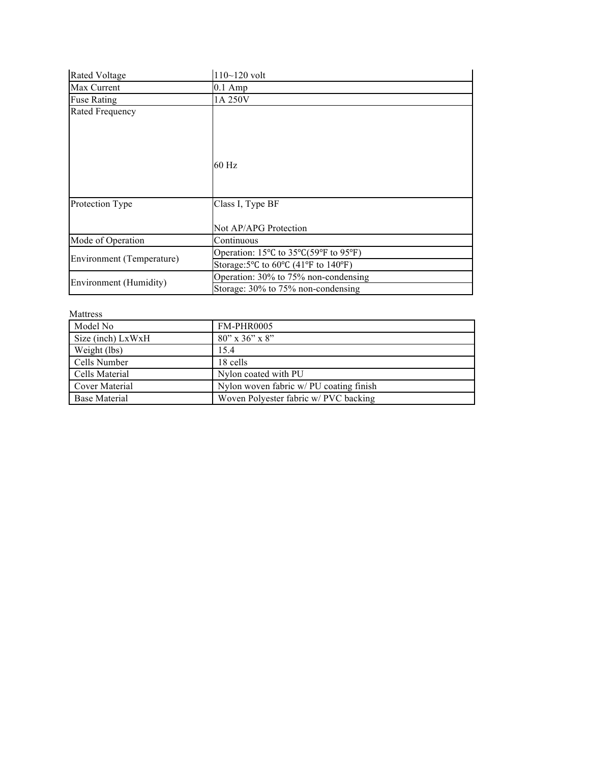| | |
|---|---|
| Rated Voltage | 110~120 volt |
| Max Current | 0.1 Amp |
| Fuse Rating | 1A 250V |
| Rated Frequency | 60 Hz |
| Protection Type | Class I, Type BF<br><br>Not AP/APG Protection |
| Mode of Operation | Continuous |
| Environment (Temperature) | Operation: 15℃ to 35℃(59°F to 95°F) |
| | Storage:5℃ to 60℃ (41°F to 140°F) |
| Environment (Humidity) | Operation: 30% to 75% non-condensing |
| | Storage: 30% to 75% non-condensing |

Mattress

| | |
|---|---|
| Model No | FM-PHR0005 |
| Size (inch) LxWxH | 80" x 36" x 8" |
| Weight (lbs) | 15.4 |
| Cells Number | 18 cells |
| Cells Material | Nylon coated with PU |
| Cover Material | Nylon woven fabric w/ PU coating finish |
| Base Material | Woven Polyester fabric w/ PVC backing |